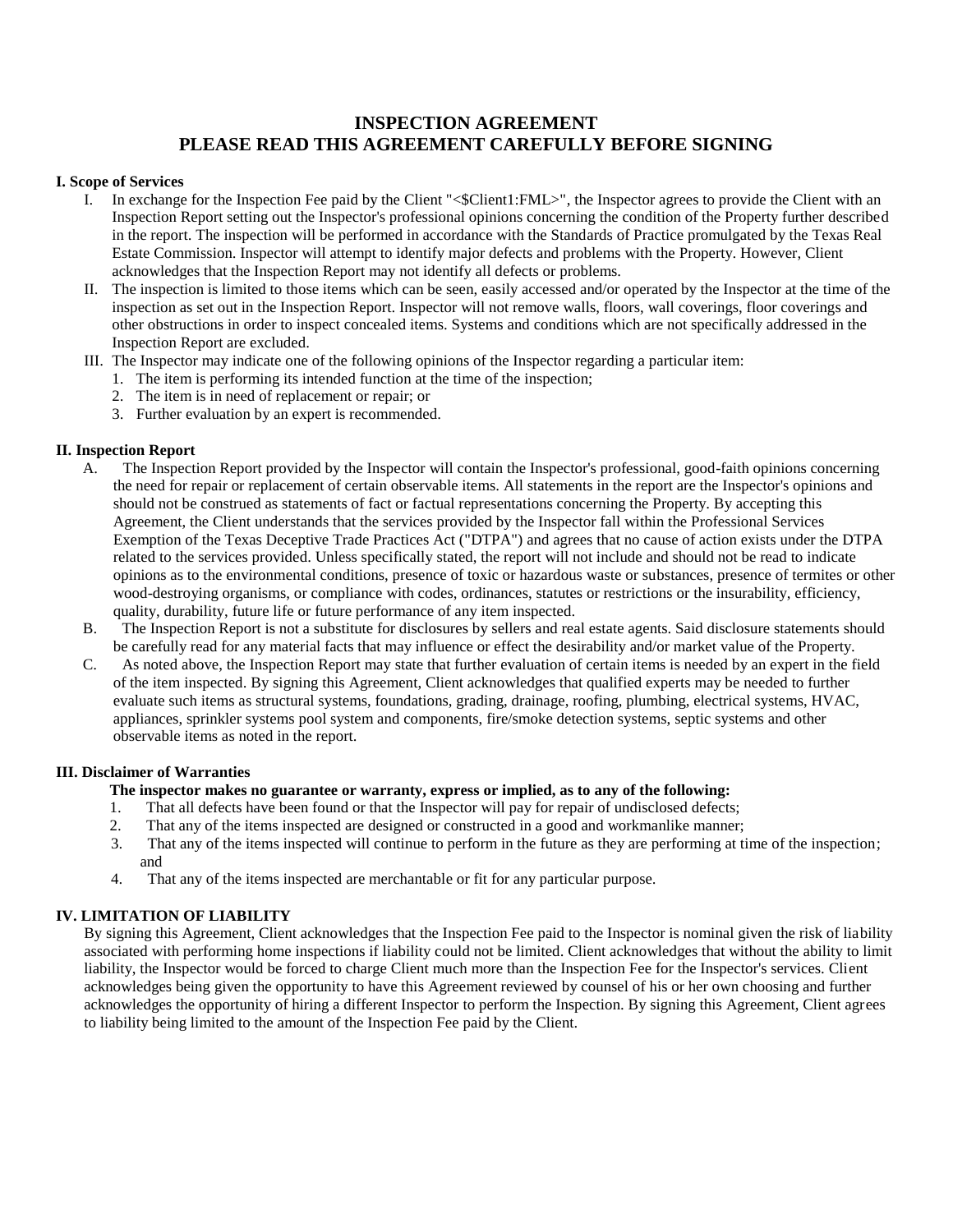# INSPECTION AGREEMENT
# PLEASE READ THIS AGREEMENT CAREFULLY BEFORE SIGNING

**I. Scope of Services**

I. In exchange for the Inspection Fee paid by the Client "<$Client1:FML>", the Inspector agrees to provide the Client with an Inspection Report setting out the Inspector's professional opinions concerning the condition of the Property further described in the report. The inspection will be performed in accordance with the Standards of Practice promulgated by the Texas Real Estate Commission. Inspector will attempt to identify major defects and problems with the Property. However, Client acknowledges that the Inspection Report may not identify all defects or problems.

II. The inspection is limited to those items which can be seen, easily accessed and/or operated by the Inspector at the time of the inspection as set out in the Inspection Report. Inspector will not remove walls, floors, wall coverings, floor coverings and other obstructions in order to inspect concealed items. Systems and conditions which are not specifically addressed in the Inspection Report are excluded.

III. The Inspector may indicate one of the following opinions of the Inspector regarding a particular item:
1. The item is performing its intended function at the time of the inspection;
2. The item is in need of replacement or repair; or
3. Further evaluation by an expert is recommended.

**II. Inspection Report**

A. The Inspection Report provided by the Inspector will contain the Inspector's professional, good-faith opinions concerning the need for repair or replacement of certain observable items. All statements in the report are the Inspector's opinions and should not be construed as statements of fact or factual representations concerning the Property. By accepting this Agreement, the Client understands that the services provided by the Inspector fall within the Professional Services Exemption of the Texas Deceptive Trade Practices Act ("DTPA") and agrees that no cause of action exists under the DTPA related to the services provided. Unless specifically stated, the report will not include and should not be read to indicate opinions as to the environmental conditions, presence of toxic or hazardous waste or substances, presence of termites or other wood-destroying organisms, or compliance with codes, ordinances, statutes or restrictions or the insurability, efficiency, quality, durability, future life or future performance of any item inspected.

B. The Inspection Report is not a substitute for disclosures by sellers and real estate agents. Said disclosure statements should be carefully read for any material facts that may influence or effect the desirability and/or market value of the Property.

C. As noted above, the Inspection Report may state that further evaluation of certain items is needed by an expert in the field of the item inspected. By signing this Agreement, Client acknowledges that qualified experts may be needed to further evaluate such items as structural systems, foundations, grading, drainage, roofing, plumbing, electrical systems, HVAC, appliances, sprinkler systems pool system and components, fire/smoke detection systems, septic systems and other observable items as noted in the report.

**III. Disclaimer of Warranties**

**The inspector makes no guarantee or warranty, express or implied, as to any of the following:**
1. That all defects have been found or that the Inspector will pay for repair of undisclosed defects;
2. That any of the items inspected are designed or constructed in a good and workmanlike manner;
3. That any of the items inspected will continue to perform in the future as they are performing at time of the inspection; and
4. That any of the items inspected are merchantable or fit for any particular purpose.

**IV. LIMITATION OF LIABILITY**

By signing this Agreement, Client acknowledges that the Inspection Fee paid to the Inspector is nominal given the risk of liability associated with performing home inspections if liability could not be limited. Client acknowledges that without the ability to limit liability, the Inspector would be forced to charge Client much more than the Inspection Fee for the Inspector's services. Client acknowledges being given the opportunity to have this Agreement reviewed by counsel of his or her own choosing and further acknowledges the opportunity of hiring a different Inspector to perform the Inspection. By signing this Agreement, Client agrees to liability being limited to the amount of the Inspection Fee paid by the Client.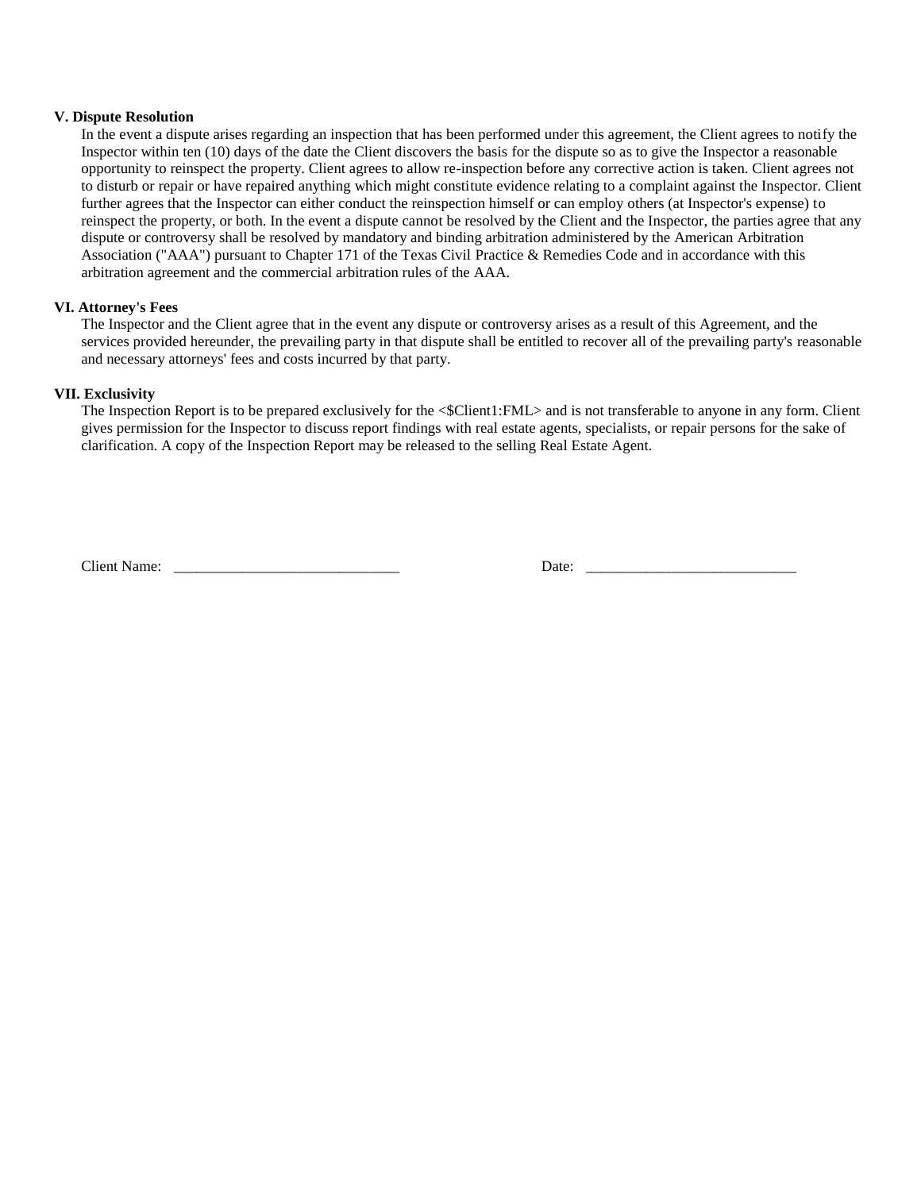**V. Dispute Resolution**

In the event a dispute arises regarding an inspection that has been performed under this agreement, the Client agrees to notify the Inspector within ten (10) days of the date the Client discovers the basis for the dispute so as to give the Inspector a reasonable opportunity to reinspect the property. Client agrees to allow re-inspection before any corrective action is taken. Client agrees not to disturb or repair or have repaired anything which might constitute evidence relating to a complaint against the Inspector. Client further agrees that the Inspector can either conduct the reinspection himself or can employ others (at Inspector's expense) to reinspect the property, or both. In the event a dispute cannot be resolved by the Client and the Inspector, the parties agree that any dispute or controversy shall be resolved by mandatory and binding arbitration administered by the American Arbitration Association ("AAA") pursuant to Chapter 171 of the Texas Civil Practice & Remedies Code and in accordance with this arbitration agreement and the commercial arbitration rules of the AAA.

**VI. Attorney's Fees**

The Inspector and the Client agree that in the event any dispute or controversy arises as a result of this Agreement, and the services provided hereunder, the prevailing party in that dispute shall be entitled to recover all of the prevailing party's reasonable and necessary attorneys' fees and costs incurred by that party.

**VII. Exclusivity**

The Inspection Report is to be prepared exclusively for the <$Client1:FML> and is not transferable to anyone in any form. Client gives permission for the Inspector to discuss report findings with real estate agents, specialists, or repair persons for the sake of clarification. A copy of the Inspection Report may be released to the selling Real Estate Agent.

Client Name: ______________________________ Date: ____________________________